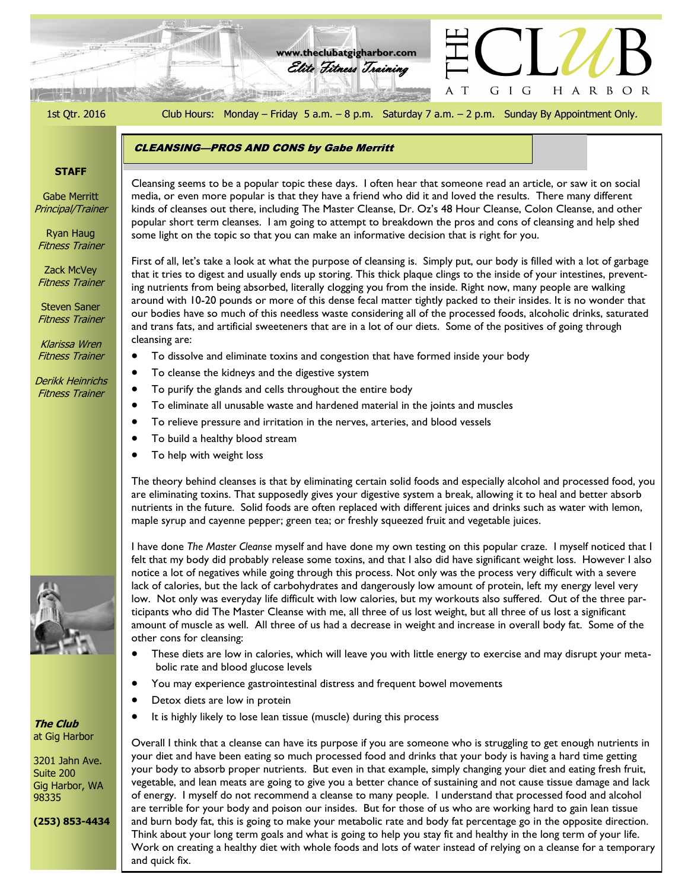# THE CLUB AT GIG HARBOR

www.theclubatgigharbor.com

*Elite Fitness Training*

1st Qtr. 2016

Club Hours: Monday – Friday 5 a.m. – 8 p.m. Saturday 7 a.m. – 2 p.m. Sunday By Appointment Only.

**STAFF**

Gabe Merritt
*Principal/Trainer*

Ryan Haug
*Fitness Trainer*

Zack McVey
*Fitness Trainer*

Steven Saner
*Fitness Trainer*

*Klarissa Wren*
*Fitness Trainer*

*Derikk Heinrichs*
*Fitness Trainer*

***The Club***
at Gig Harbor

3201 Jahn Ave.
Suite 200
Gig Harbor, WA
98335

**(253) 853-4434**

## *CLEANSING—PROS AND CONS by Gabe Merritt*

Cleansing seems to be a popular topic these days. I often hear that someone read an article, or saw it on social media, or even more popular is that they have a friend who did it and loved the results. There many different kinds of cleanses out there, including The Master Cleanse, Dr. Oz's 48 Hour Cleanse, Colon Cleanse, and other popular short term cleanses. I am going to attempt to breakdown the pros and cons of cleansing and help shed some light on the topic so that you can make an informative decision that is right for you.

First of all, let's take a look at what the purpose of cleansing is. Simply put, our body is filled with a lot of garbage that it tries to digest and usually ends up storing. This thick plaque clings to the inside of your intestines, preventing nutrients from being absorbed, literally clogging you from the inside. Right now, many people are walking around with 10-20 pounds or more of this dense fecal matter tightly packed to their insides. It is no wonder that our bodies have so much of this needless waste considering all of the processed foods, alcoholic drinks, saturated and trans fats, and artificial sweeteners that are in a lot of our diets. Some of the positives of going through cleansing are:

- To dissolve and eliminate toxins and congestion that have formed inside your body
- To cleanse the kidneys and the digestive system
- To purify the glands and cells throughout the entire body
- To eliminate all unusable waste and hardened material in the joints and muscles
- To relieve pressure and irritation in the nerves, arteries, and blood vessels
- To build a healthy blood stream
- To help with weight loss

The theory behind cleanses is that by eliminating certain solid foods and especially alcohol and processed food, you are eliminating toxins. That supposedly gives your digestive system a break, allowing it to heal and better absorb nutrients in the future. Solid foods are often replaced with different juices and drinks such as water with lemon, maple syrup and cayenne pepper; green tea; or freshly squeezed fruit and vegetable juices.

I have done *The Master Cleanse* myself and have done my own testing on this popular craze. I myself noticed that I felt that my body did probably release some toxins, and that I also did have significant weight loss. However I also notice a lot of negatives while going through this process. Not only was the process very difficult with a severe lack of calories, but the lack of carbohydrates and dangerously low amount of protein, left my energy level very low. Not only was everyday life difficult with low calories, but my workouts also suffered. Out of the three participants who did The Master Cleanse with me, all three of us lost weight, but all three of us lost a significant amount of muscle as well. All three of us had a decrease in weight and increase in overall body fat. Some of the other cons for cleansing:

- These diets are low in calories, which will leave you with little energy to exercise and may disrupt your metabolic rate and blood glucose levels
- You may experience gastrointestinal distress and frequent bowel movements
- Detox diets are low in protein
- It is highly likely to lose lean tissue (muscle) during this process

Overall I think that a cleanse can have its purpose if you are someone who is struggling to get enough nutrients in your diet and have been eating so much processed food and drinks that your body is having a hard time getting your body to absorb proper nutrients. But even in that example, simply changing your diet and eating fresh fruit, vegetable, and lean meats are going to give you a better chance of sustaining and not cause tissue damage and lack of energy. I myself do not recommend a cleanse to many people. I understand that processed food and alcohol are terrible for your body and poison our insides. But for those of us who are working hard to gain lean tissue and burn body fat, this is going to make your metabolic rate and body fat percentage go in the opposite direction. Think about your long term goals and what is going to help you stay fit and healthy in the long term of your life. Work on creating a healthy diet with whole foods and lots of water instead of relying on a cleanse for a temporary and quick fix.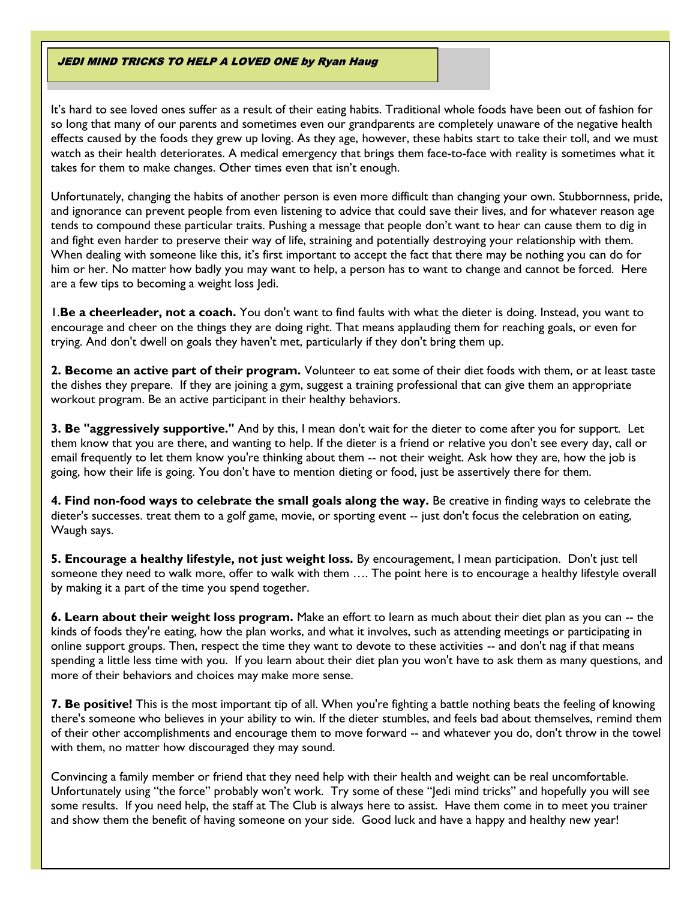## *JEDI MIND TRICKS TO HELP A LOVED ONE by Ryan Haug*

It's hard to see loved ones suffer as a result of their eating habits. Traditional whole foods have been out of fashion for so long that many of our parents and sometimes even our grandparents are completely unaware of the negative health effects caused by the foods they grew up loving. As they age, however, these habits start to take their toll, and we must watch as their health deteriorates. A medical emergency that brings them face-to-face with reality is sometimes what it takes for them to make changes. Other times even that isn't enough.

Unfortunately, changing the habits of another person is even more difficult than changing your own. Stubbornness, pride, and ignorance can prevent people from even listening to advice that could save their lives, and for whatever reason age tends to compound these particular traits. Pushing a message that people don't want to hear can cause them to dig in and fight even harder to preserve their way of life, straining and potentially destroying your relationship with them. When dealing with someone like this, it's first important to accept the fact that there may be nothing you can do for him or her. No matter how badly you may want to help, a person has to want to change and cannot be forced. Here are a few tips to becoming a weight loss Jedi.

1.**Be a cheerleader, not a coach.** You don't want to find faults with what the dieter is doing. Instead, you want to encourage and cheer on the things they are doing right. That means applauding them for reaching goals, or even for trying. And don't dwell on goals they haven't met, particularly if they don't bring them up.

**2. Become an active part of their program.** Volunteer to eat some of their diet foods with them, or at least taste the dishes they prepare. If they are joining a gym, suggest a training professional that can give them an appropriate workout program. Be an active participant in their healthy behaviors.

**3. Be "aggressively supportive."** And by this, I mean don't wait for the dieter to come after you for support. Let them know that you are there, and wanting to help. If the dieter is a friend or relative you don't see every day, call or email frequently to let them know you're thinking about them -- not their weight. Ask how they are, how the job is going, how their life is going. You don't have to mention dieting or food, just be assertively there for them.

**4. Find non-food ways to celebrate the small goals along the way.** Be creative in finding ways to celebrate the dieter's successes. treat them to a golf game, movie, or sporting event -- just don't focus the celebration on eating, Waugh says.

**5. Encourage a healthy lifestyle, not just weight loss.** By encouragement, I mean participation. Don't just tell someone they need to walk more, offer to walk with them …. The point here is to encourage a healthy lifestyle overall by making it a part of the time you spend together.

**6. Learn about their weight loss program.** Make an effort to learn as much about their diet plan as you can -- the kinds of foods they're eating, how the plan works, and what it involves, such as attending meetings or participating in online support groups. Then, respect the time they want to devote to these activities -- and don't nag if that means spending a little less time with you. If you learn about their diet plan you won't have to ask them as many questions, and more of their behaviors and choices may make more sense.

**7. Be positive!** This is the most important tip of all. When you're fighting a battle nothing beats the feeling of knowing there's someone who believes in your ability to win. If the dieter stumbles, and feels bad about themselves, remind them of their other accomplishments and encourage them to move forward -- and whatever you do, don't throw in the towel with them, no matter how discouraged they may sound.

Convincing a family member or friend that they need help with their health and weight can be real uncomfortable. Unfortunately using "the force" probably won't work. Try some of these "Jedi mind tricks" and hopefully you will see some results. If you need help, the staff at The Club is always here to assist. Have them come in to meet you trainer and show them the benefit of having someone on your side. Good luck and have a happy and healthy new year!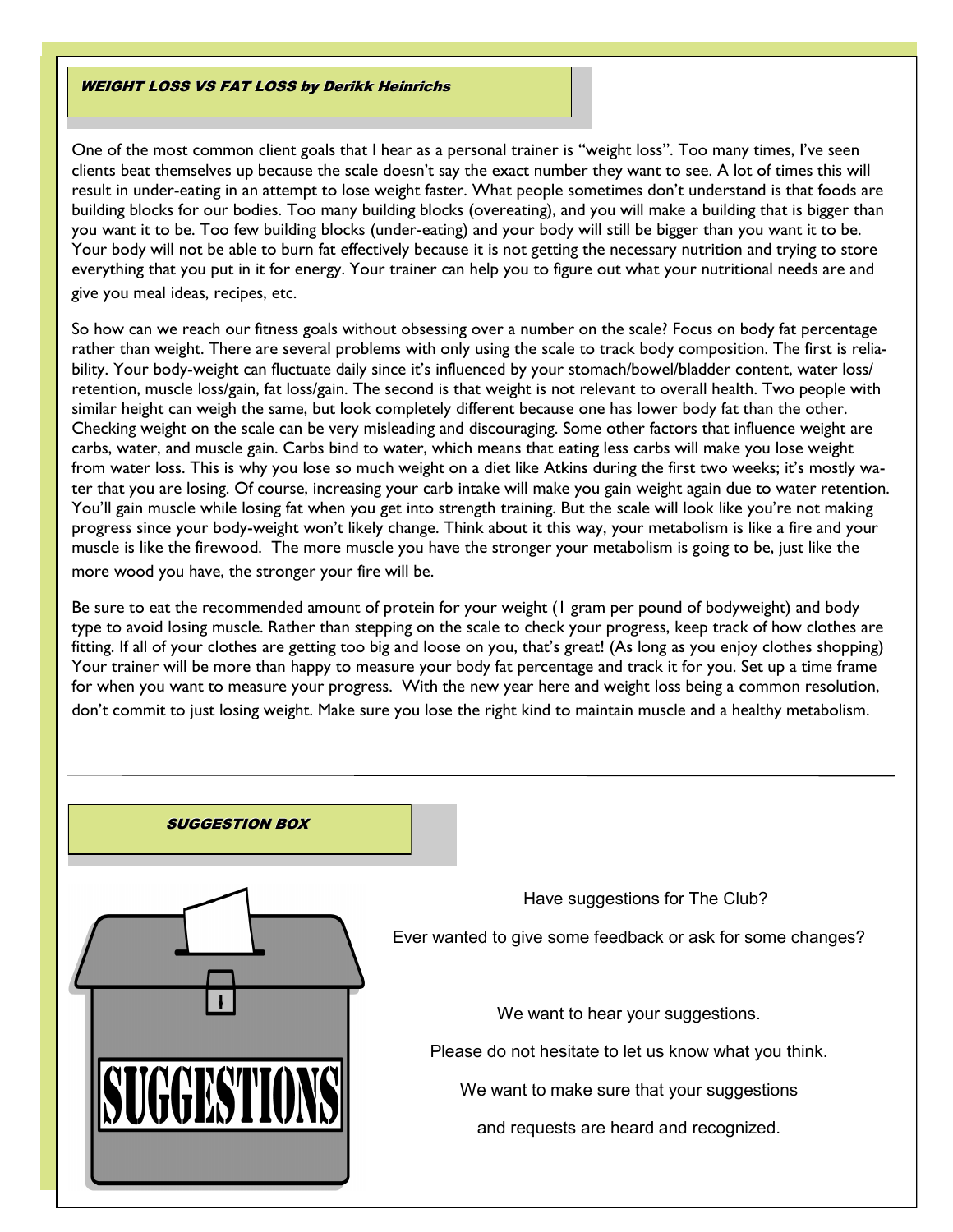## WEIGHT LOSS VS FAT LOSS by Derikk Heinrichs

One of the most common client goals that I hear as a personal trainer is "weight loss". Too many times, I've seen clients beat themselves up because the scale doesn't say the exact number they want to see. A lot of times this will result in under-eating in an attempt to lose weight faster. What people sometimes don't understand is that foods are building blocks for our bodies. Too many building blocks (overeating), and you will make a building that is bigger than you want it to be. Too few building blocks (under-eating) and your body will still be bigger than you want it to be. Your body will not be able to burn fat effectively because it is not getting the necessary nutrition and trying to store everything that you put in it for energy. Your trainer can help you to figure out what your nutritional needs are and give you meal ideas, recipes, etc.

So how can we reach our fitness goals without obsessing over a number on the scale? Focus on body fat percentage rather than weight. There are several problems with only using the scale to track body composition. The first is reliability. Your body-weight can fluctuate daily since it's influenced by your stomach/bowel/bladder content, water loss/retention, muscle loss/gain, fat loss/gain. The second is that weight is not relevant to overall health. Two people with similar height can weigh the same, but look completely different because one has lower body fat than the other. Checking weight on the scale can be very misleading and discouraging. Some other factors that influence weight are carbs, water, and muscle gain. Carbs bind to water, which means that eating less carbs will make you lose weight from water loss. This is why you lose so much weight on a diet like Atkins during the first two weeks; it's mostly water that you are losing. Of course, increasing your carb intake will make you gain weight again due to water retention. You'll gain muscle while losing fat when you get into strength training. But the scale will look like you're not making progress since your body-weight won't likely change. Think about it this way, your metabolism is like a fire and your muscle is like the firewood. The more muscle you have the stronger your metabolism is going to be, just like the more wood you have, the stronger your fire will be.

Be sure to eat the recommended amount of protein for your weight (1 gram per pound of bodyweight) and body type to avoid losing muscle. Rather than stepping on the scale to check your progress, keep track of how clothes are fitting. If all of your clothes are getting too big and loose on you, that's great! (As long as you enjoy clothes shopping) Your trainer will be more than happy to measure your body fat percentage and track it for you. Set up a time frame for when you want to measure your progress. With the new year here and weight loss being a common resolution, don't commit to just losing weight. Make sure you lose the right kind to maintain muscle and a healthy metabolism.

---

## SUGGESTION BOX

Have suggestions for The Club?

Ever wanted to give some feedback or ask for some changes?

We want to hear your suggestions.

Please do not hesitate to let us know what you think.

We want to make sure that your suggestions and requests are heard and recognized.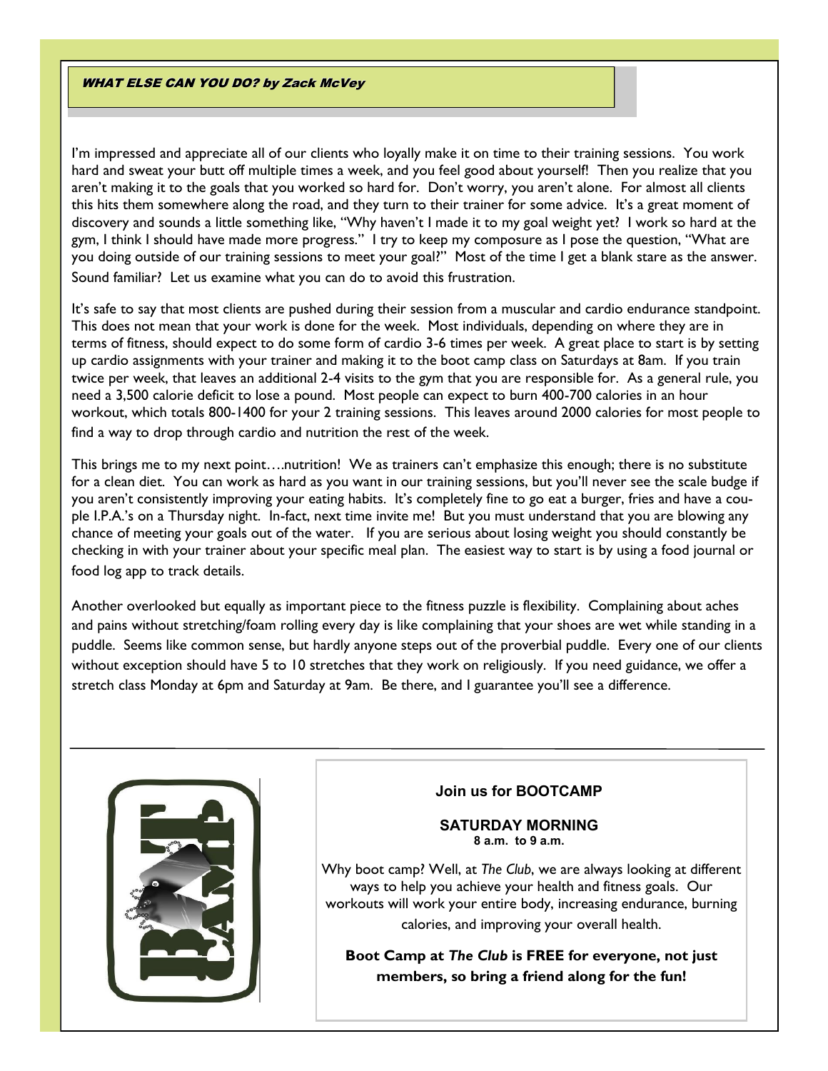## *WHAT ELSE CAN YOU DO? by Zack McVey*

I'm impressed and appreciate all of our clients who loyally make it on time to their training sessions. You work hard and sweat your butt off multiple times a week, and you feel good about yourself! Then you realize that you aren't making it to the goals that you worked so hard for. Don't worry, you aren't alone. For almost all clients this hits them somewhere along the road, and they turn to their trainer for some advice. It's a great moment of discovery and sounds a little something like, "Why haven't I made it to my goal weight yet? I work so hard at the gym, I think I should have made more progress." I try to keep my composure as I pose the question, "What are you doing outside of our training sessions to meet your goal?" Most of the time I get a blank stare as the answer. Sound familiar? Let us examine what you can do to avoid this frustration.

It's safe to say that most clients are pushed during their session from a muscular and cardio endurance standpoint. This does not mean that your work is done for the week. Most individuals, depending on where they are in terms of fitness, should expect to do some form of cardio 3-6 times per week. A great place to start is by setting up cardio assignments with your trainer and making it to the boot camp class on Saturdays at 8am. If you train twice per week, that leaves an additional 2-4 visits to the gym that you are responsible for. As a general rule, you need a 3,500 calorie deficit to lose a pound. Most people can expect to burn 400-700 calories in an hour workout, which totals 800-1400 for your 2 training sessions. This leaves around 2000 calories for most people to find a way to drop through cardio and nutrition the rest of the week.

This brings me to my next point….nutrition! We as trainers can't emphasize this enough; there is no substitute for a clean diet. You can work as hard as you want in our training sessions, but you'll never see the scale budge if you aren't consistently improving your eating habits. It's completely fine to go eat a burger, fries and have a couple I.P.A.'s on a Thursday night. In-fact, next time invite me! But you must understand that you are blowing any chance of meeting your goals out of the water. If you are serious about losing weight you should constantly be checking in with your trainer about your specific meal plan. The easiest way to start is by using a food journal or food log app to track details.

Another overlooked but equally as important piece to the fitness puzzle is flexibility. Complaining about aches and pains without stretching/foam rolling every day is like complaining that your shoes are wet while standing in a puddle. Seems like common sense, but hardly anyone steps out of the proverbial puddle. Every one of our clients without exception should have 5 to 10 stretches that they work on religiously. If you need guidance, we offer a stretch class Monday at 6pm and Saturday at 9am. Be there, and I guarantee you'll see a difference.

---

BOOT CAMP

**Join us for BOOTCAMP**

**SATURDAY MORNING**
**8 a.m. to 9 a.m.**

Why boot camp? Well, at *The Club*, we are always looking at different ways to help you achieve your health and fitness goals. Our workouts will work your entire body, increasing endurance, burning calories, and improving your overall health.

**Boot Camp at *The Club* is FREE for everyone, not just members, so bring a friend along for the fun!**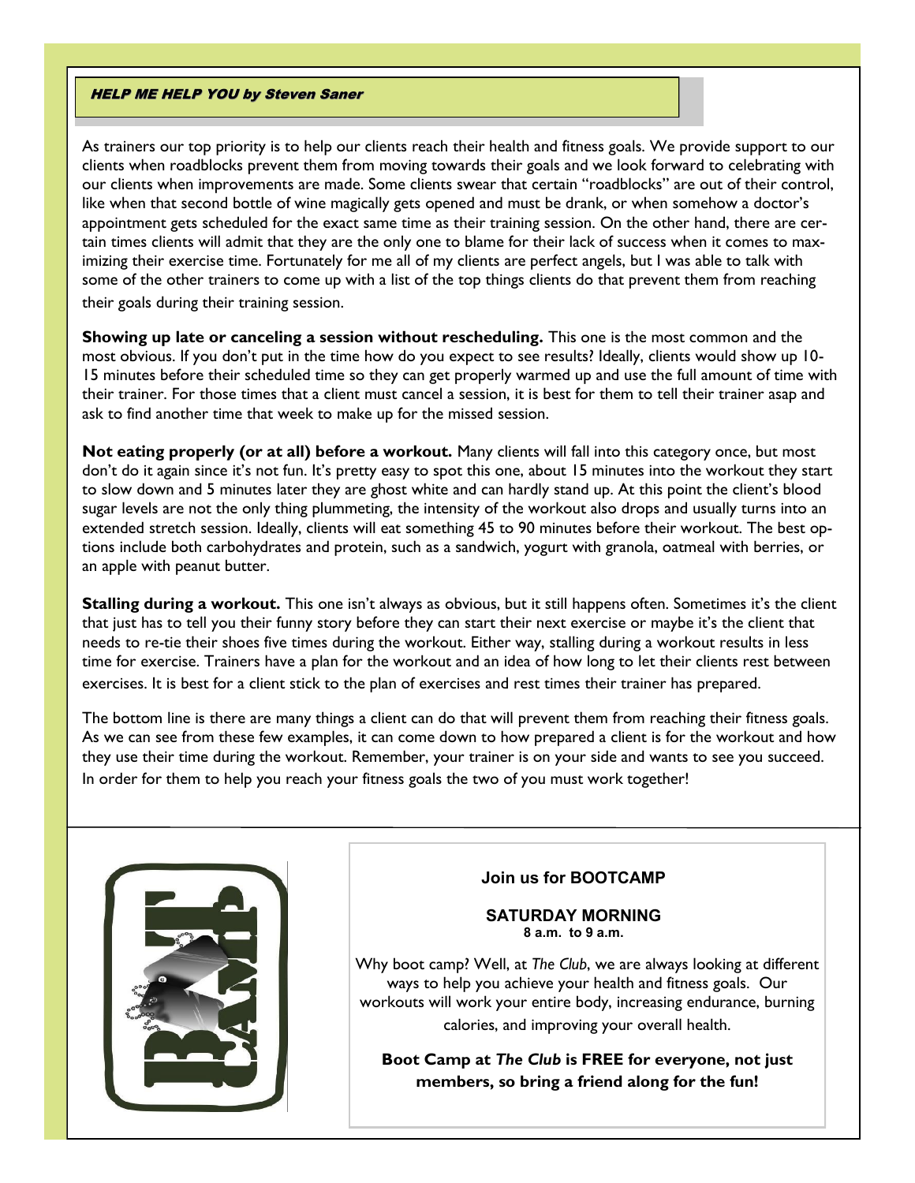## HELP ME HELP YOU by Steven Saner

As trainers our top priority is to help our clients reach their health and fitness goals. We provide support to our clients when roadblocks prevent them from moving towards their goals and we look forward to celebrating with our clients when improvements are made. Some clients swear that certain "roadblocks" are out of their control, like when that second bottle of wine magically gets opened and must be drank, or when somehow a doctor's appointment gets scheduled for the exact same time as their training session. On the other hand, there are certain times clients will admit that they are the only one to blame for their lack of success when it comes to maximizing their exercise time. Fortunately for me all of my clients are perfect angels, but I was able to talk with some of the other trainers to come up with a list of the top things clients do that prevent them from reaching their goals during their training session.

**Showing up late or canceling a session without rescheduling.** This one is the most common and the most obvious. If you don't put in the time how do you expect to see results? Ideally, clients would show up 10-15 minutes before their scheduled time so they can get properly warmed up and use the full amount of time with their trainer. For those times that a client must cancel a session, it is best for them to tell their trainer asap and ask to find another time that week to make up for the missed session.

**Not eating properly (or at all) before a workout.** Many clients will fall into this category once, but most don't do it again since it's not fun. It's pretty easy to spot this one, about 15 minutes into the workout they start to slow down and 5 minutes later they are ghost white and can hardly stand up. At this point the client's blood sugar levels are not the only thing plummeting, the intensity of the workout also drops and usually turns into an extended stretch session. Ideally, clients will eat something 45 to 90 minutes before their workout. The best options include both carbohydrates and protein, such as a sandwich, yogurt with granola, oatmeal with berries, or an apple with peanut butter.

**Stalling during a workout.** This one isn't always as obvious, but it still happens often. Sometimes it's the client that just has to tell you their funny story before they can start their next exercise or maybe it's the client that needs to re-tie their shoes five times during the workout. Either way, stalling during a workout results in less time for exercise. Trainers have a plan for the workout and an idea of how long to let their clients rest between exercises. It is best for a client stick to the plan of exercises and rest times their trainer has prepared.

The bottom line is there are many things a client can do that will prevent them from reaching their fitness goals. As we can see from these few examples, it can come down to how prepared a client is for the workout and how they use their time during the workout. Remember, your trainer is on your side and wants to see you succeed. In order for them to help you reach your fitness goals the two of you must work together!

**Join us for BOOTCAMP**

**SATURDAY MORNING**
**8 a.m. to 9 a.m.**

Why boot camp? Well, at *The Club*, we are always looking at different ways to help you achieve your health and fitness goals. Our workouts will work your entire body, increasing endurance, burning calories, and improving your overall health.

**Boot Camp at *The Club* is FREE for everyone, not just members, so bring a friend along for the fun!**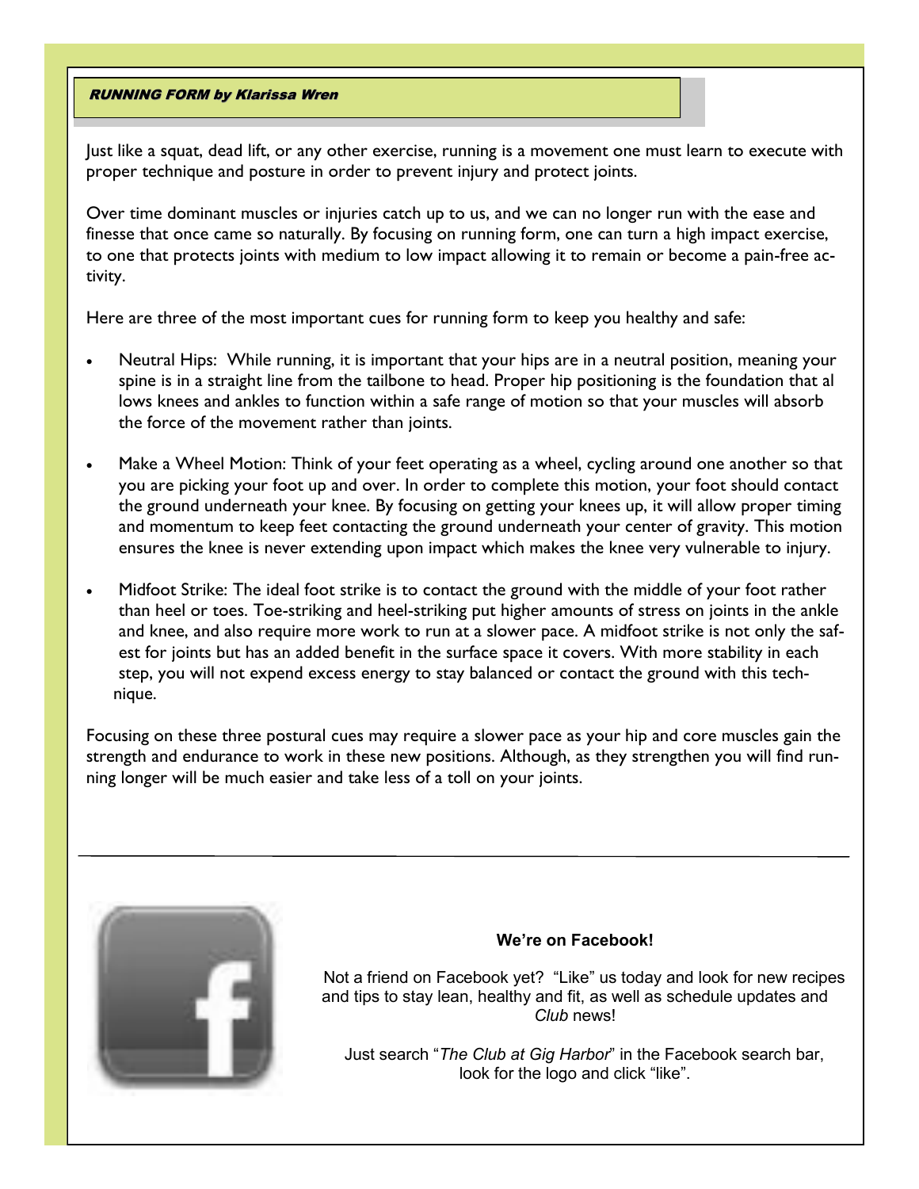## *RUNNING FORM by Klarissa Wren*

Just like a squat, dead lift, or any other exercise, running is a movement one must learn to execute with proper technique and posture in order to prevent injury and protect joints.

Over time dominant muscles or injuries catch up to us, and we can no longer run with the ease and finesse that once came so naturally. By focusing on running form, one can turn a high impact exercise, to one that protects joints with medium to low impact allowing it to remain or become a pain-free activity.

Here are three of the most important cues for running form to keep you healthy and safe:

- Neutral Hips: While running, it is important that your hips are in a neutral position, meaning your spine is in a straight line from the tailbone to head. Proper hip positioning is the foundation that allows knees and ankles to function within a safe range of motion so that your muscles will absorb the force of the movement rather than joints.
- Make a Wheel Motion: Think of your feet operating as a wheel, cycling around one another so that you are picking your foot up and over. In order to complete this motion, your foot should contact the ground underneath your knee. By focusing on getting your knees up, it will allow proper timing and momentum to keep feet contacting the ground underneath your center of gravity. This motion ensures the knee is never extending upon impact which makes the knee very vulnerable to injury.
- Midfoot Strike: The ideal foot strike is to contact the ground with the middle of your foot rather than heel or toes. Toe-striking and heel-striking put higher amounts of stress on joints in the ankle and knee, and also require more work to run at a slower pace. A midfoot strike is not only the safest for joints but has an added benefit in the surface space it covers. With more stability in each step, you will not expend excess energy to stay balanced or contact the ground with this technique.

Focusing on these three postural cues may require a slower pace as your hip and core muscles gain the strength and endurance to work in these new positions. Although, as they strengthen you will find running longer will be much easier and take less of a toll on your joints.

---

**We're on Facebook!**

Not a friend on Facebook yet? "Like" us today and look for new recipes and tips to stay lean, healthy and fit, as well as schedule updates and *Club* news!

Just search "*The Club at Gig Harbor*" in the Facebook search bar, look for the logo and click "like".